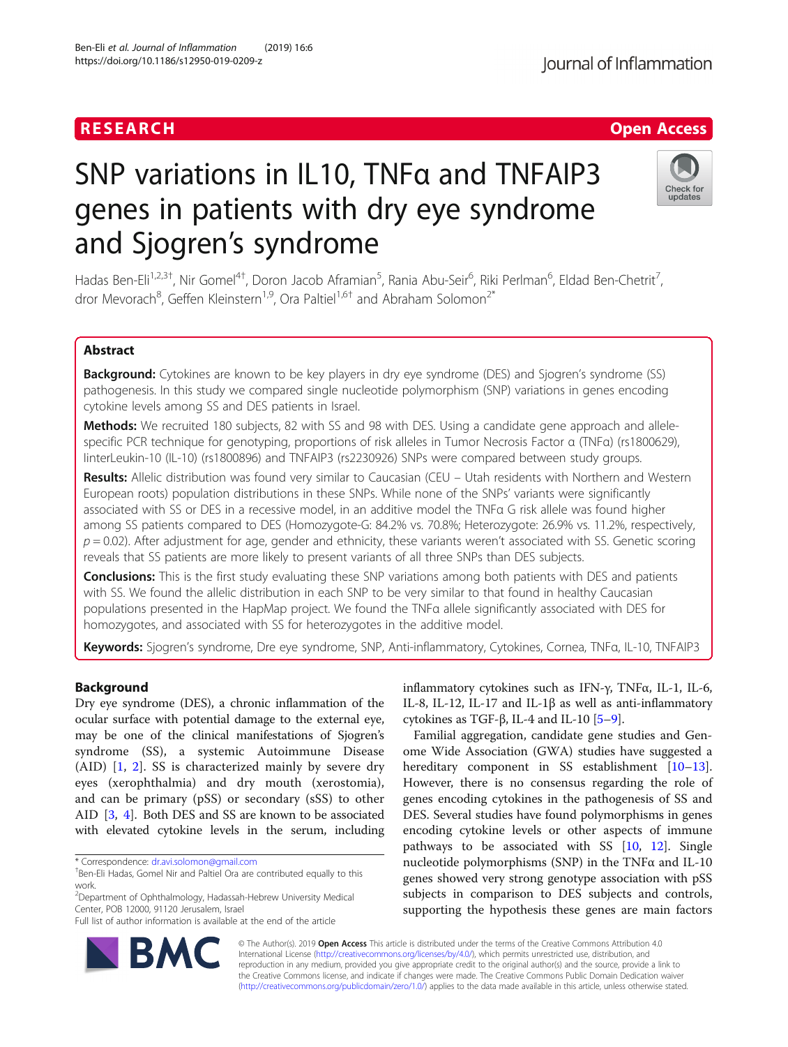# SNP variations in IL10, TNFα and TNFAIP3 genes in patients with dry eye syndrome and Sjogren's syndrome

Hadas Ben-Eli[1,2,3†], Nir Gomel[4†], Doron Jacob Aframian[5], Rania Abu-Seir[6], Riki Perlman[6], Eldad Ben-Chetrit[7], dror Mevorach[8], Geffen Kleinstern[1,9], Ora Paltiel[1,6†] and Abraham Solomon[2*]

## Abstract

**Background:** Cytokines are known to be key players in dry eye syndrome (DES) and Sjogren's syndrome (SS) pathogenesis. In this study we compared single nucleotide polymorphism (SNP) variations in genes encoding cytokine levels among SS and DES patients in Israel.

**Methods:** We recruited 180 subjects, 82 with SS and 98 with DES. Using a candidate gene approach and allele-specific PCR technique for genotyping, proportions of risk alleles in Tumor Necrosis Factor α (TNFα) (rs1800629), linterLeukin-10 (IL-10) (rs1800896) and TNFAIP3 (rs2230926) SNPs were compared between study groups.

**Results:** Allelic distribution was found very similar to Caucasian (CEU – Utah residents with Northern and Western European roots) population distributions in these SNPs. While none of the SNPs' variants were significantly associated with SS or DES in a recessive model, in an additive model the TNFα G risk allele was found higher among SS patients compared to DES (Homozygote-G: 84.2% vs. 70.8%; Heterozygote: 26.9% vs. 11.2%, respectively, $p = 0.02$). After adjustment for age, gender and ethnicity, these variants weren't associated with SS. Genetic scoring reveals that SS patients are more likely to present variants of all three SNPs than DES subjects.

**Conclusions:** This is the first study evaluating these SNP variations among both patients with DES and patients with SS. We found the allelic distribution in each SNP to be very similar to that found in healthy Caucasian populations presented in the HapMap project. We found the TNFα allele significantly associated with DES for homozygotes, and associated with SS for heterozygotes in the additive model.

**Keywords:** Sjogren's syndrome, Dre eye syndrome, SNP, Anti-inflammatory, Cytokines, Cornea, TNFα, IL-10, TNFAIP3

## Background

Dry eye syndrome (DES), a chronic inflammation of the ocular surface with potential damage to the external eye, may be one of the clinical manifestations of Sjogren's syndrome (SS), a systemic Autoimmune Disease (AID) [1, 2]. SS is characterized mainly by severe dry eyes (xerophthalmia) and dry mouth (xerostomia), and can be primary (pSS) or secondary (sSS) to other AID [3, 4]. Both DES and SS are known to be associated with elevated cytokine levels in the serum, including inflammatory cytokines such as IFN-γ, TNFα, IL-1, IL-6, IL-8, IL-12, IL-17 and IL-1β as well as anti-inflammatory cytokines as TGF-β, IL-4 and IL-10 [5–9].

Familial aggregation, candidate gene studies and Genome Wide Association (GWA) studies have suggested a hereditary component in SS establishment [10–13]. However, there is no consensus regarding the role of genes encoding cytokines in the pathogenesis of SS and DES. Several studies have found polymorphisms in genes encoding cytokine levels or other aspects of immune pathways to be associated with SS [10, 12]. Single nucleotide polymorphisms (SNP) in the TNFα and IL-10 genes showed very strong genotype association with pSS subjects in comparison to DES subjects and controls, supporting the hypothesis these genes are main factors

\* Correspondence: dr.avi.solomon@gmail.com
†Ben-Eli Hadas, Gomel Nir and Paltiel Ora are contributed equally to this work.
[2]Department of Ophthalmology, Hadassah-Hebrew University Medical Center, POB 12000, 91120 Jerusalem, Israel
Full list of author information is available at the end of the article

© The Author(s). 2019 **Open Access** This article is distributed under the terms of the Creative Commons Attribution 4.0 International License (http://creativecommons.org/licenses/by/4.0/), which permits unrestricted use, distribution, and reproduction in any medium, provided you give appropriate credit to the original author(s) and the source, provide a link to the Creative Commons license, and indicate if changes were made. The Creative Commons Public Domain Dedication waiver (http://creativecommons.org/publicdomain/zero/1.0/) applies to the data made available in this article, unless otherwise stated.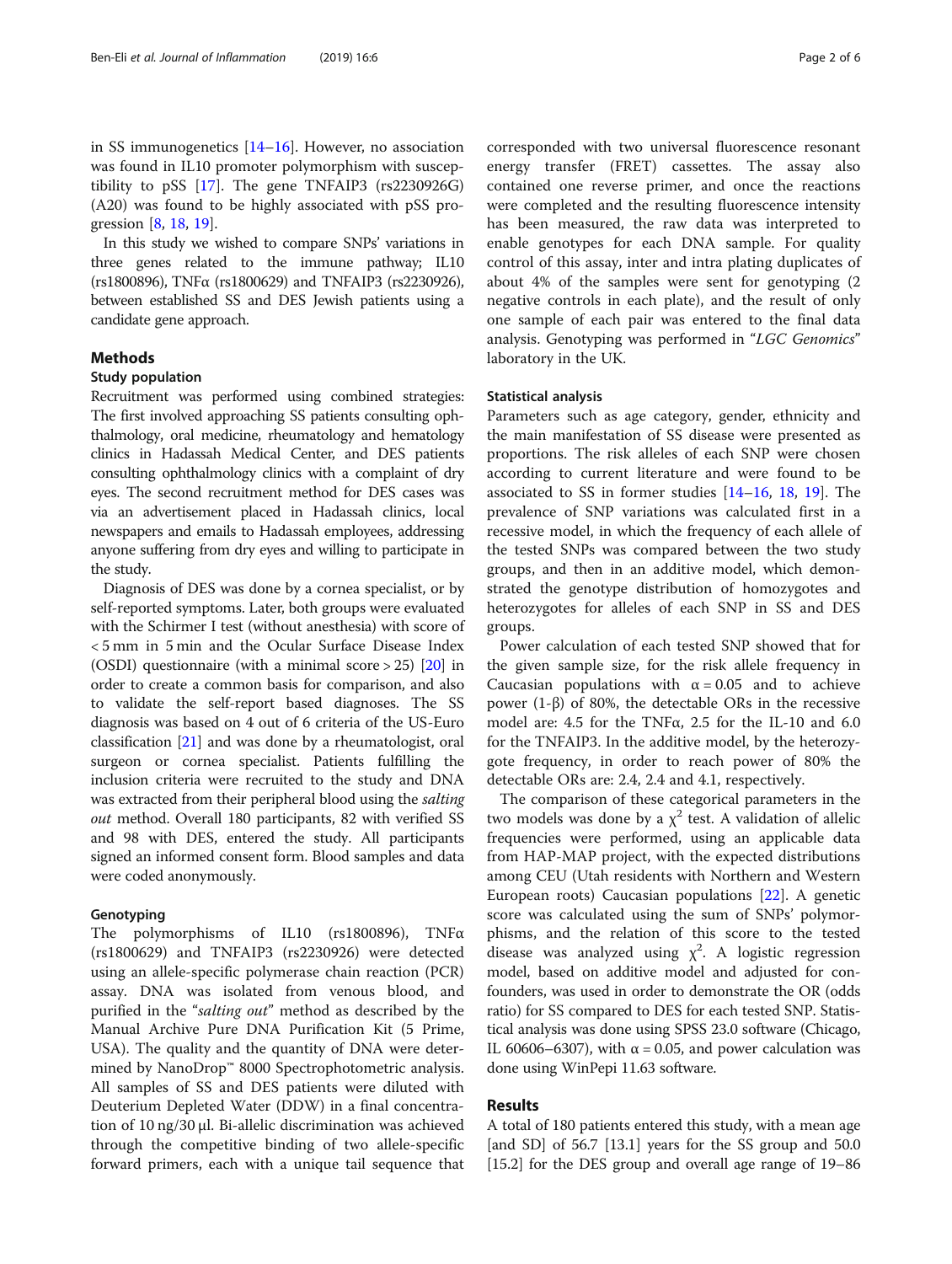in SS immunogenetics [14–16]. However, no association was found in IL10 promoter polymorphism with susceptibility to pSS [17]. The gene TNFAIP3 (rs2230926G) (A20) was found to be highly associated with pSS progression [8, 18, 19].

In this study we wished to compare SNPs' variations in three genes related to the immune pathway; IL10 (rs1800896), TNFα (rs1800629) and TNFAIP3 (rs2230926), between established SS and DES Jewish patients using a candidate gene approach.

## Methods

### Study population

Recruitment was performed using combined strategies: The first involved approaching SS patients consulting ophthalmology, oral medicine, rheumatology and hematology clinics in Hadassah Medical Center, and DES patients consulting ophthalmology clinics with a complaint of dry eyes. The second recruitment method for DES cases was via an advertisement placed in Hadassah clinics, local newspapers and emails to Hadassah employees, addressing anyone suffering from dry eyes and willing to participate in the study.

Diagnosis of DES was done by a cornea specialist, or by self-reported symptoms. Later, both groups were evaluated with the Schirmer I test (without anesthesia) with score of < 5 mm in 5 min and the Ocular Surface Disease Index (OSDI) questionnaire (with a minimal score > 25) [20] in order to create a common basis for comparison, and also to validate the self-report based diagnoses. The SS diagnosis was based on 4 out of 6 criteria of the US-Euro classification [21] and was done by a rheumatologist, oral surgeon or cornea specialist. Patients fulfilling the inclusion criteria were recruited to the study and DNA was extracted from their peripheral blood using the *salting out* method. Overall 180 participants, 82 with verified SS and 98 with DES, entered the study. All participants signed an informed consent form. Blood samples and data were coded anonymously.

### Genotyping

The polymorphisms of IL10 (rs1800896), TNFα (rs1800629) and TNFAIP3 (rs2230926) were detected using an allele-specific polymerase chain reaction (PCR) assay. DNA was isolated from venous blood, and purified in the "*salting out*" method as described by the Manual Archive Pure DNA Purification Kit (5 Prime, USA). The quality and the quantity of DNA were determined by NanoDrop™ 8000 Spectrophotometric analysis. All samples of SS and DES patients were diluted with Deuterium Depleted Water (DDW) in a final concentration of 10 ng/30 μl. Bi-allelic discrimination was achieved through the competitive binding of two allele-specific forward primers, each with a unique tail sequence that corresponded with two universal fluorescence resonant energy transfer (FRET) cassettes. The assay also contained one reverse primer, and once the reactions were completed and the resulting fluorescence intensity has been measured, the raw data was interpreted to enable genotypes for each DNA sample. For quality control of this assay, inter and intra plating duplicates of about 4% of the samples were sent for genotyping (2 negative controls in each plate), and the result of only one sample of each pair was entered to the final data analysis. Genotyping was performed in "*LGC Genomics*" laboratory in the UK.

### Statistical analysis

Parameters such as age category, gender, ethnicity and the main manifestation of SS disease were presented as proportions. The risk alleles of each SNP were chosen according to current literature and were found to be associated to SS in former studies [14–16, 18, 19]. The prevalence of SNP variations was calculated first in a recessive model, in which the frequency of each allele of the tested SNPs was compared between the two study groups, and then in an additive model, which demonstrated the genotype distribution of homozygotes and heterozygotes for alleles of each SNP in SS and DES groups.

Power calculation of each tested SNP showed that for the given sample size, for the risk allele frequency in Caucasian populations with $\alpha = 0.05$ and to achieve power ($1-\beta$) of 80%, the detectable ORs in the recessive model are: 4.5 for the TNFα, 2.5 for the IL-10 and 6.0 for the TNFAIP3. In the additive model, by the heterozygote frequency, in order to reach power of 80% the detectable ORs are: 2.4, 2.4 and 4.1, respectively.

The comparison of these categorical parameters in the two models was done by a $\chi^2$ test. A validation of allelic frequencies were performed, using an applicable data from HAP-MAP project, with the expected distributions among CEU (Utah residents with Northern and Western European roots) Caucasian populations [22]. A genetic score was calculated using the sum of SNPs' polymorphisms, and the relation of this score to the tested disease was analyzed using $\chi^2$. A logistic regression model, based on additive model and adjusted for confounders, was used in order to demonstrate the OR (odds ratio) for SS compared to DES for each tested SNP. Statistical analysis was done using SPSS 23.0 software (Chicago, IL 60606–6307), with $\alpha = 0.05$, and power calculation was done using WinPepi 11.63 software.

## Results

A total of 180 patients entered this study, with a mean age [and SD] of 56.7 [13.1] years for the SS group and 50.0 [15.2] for the DES group and overall age range of 19–86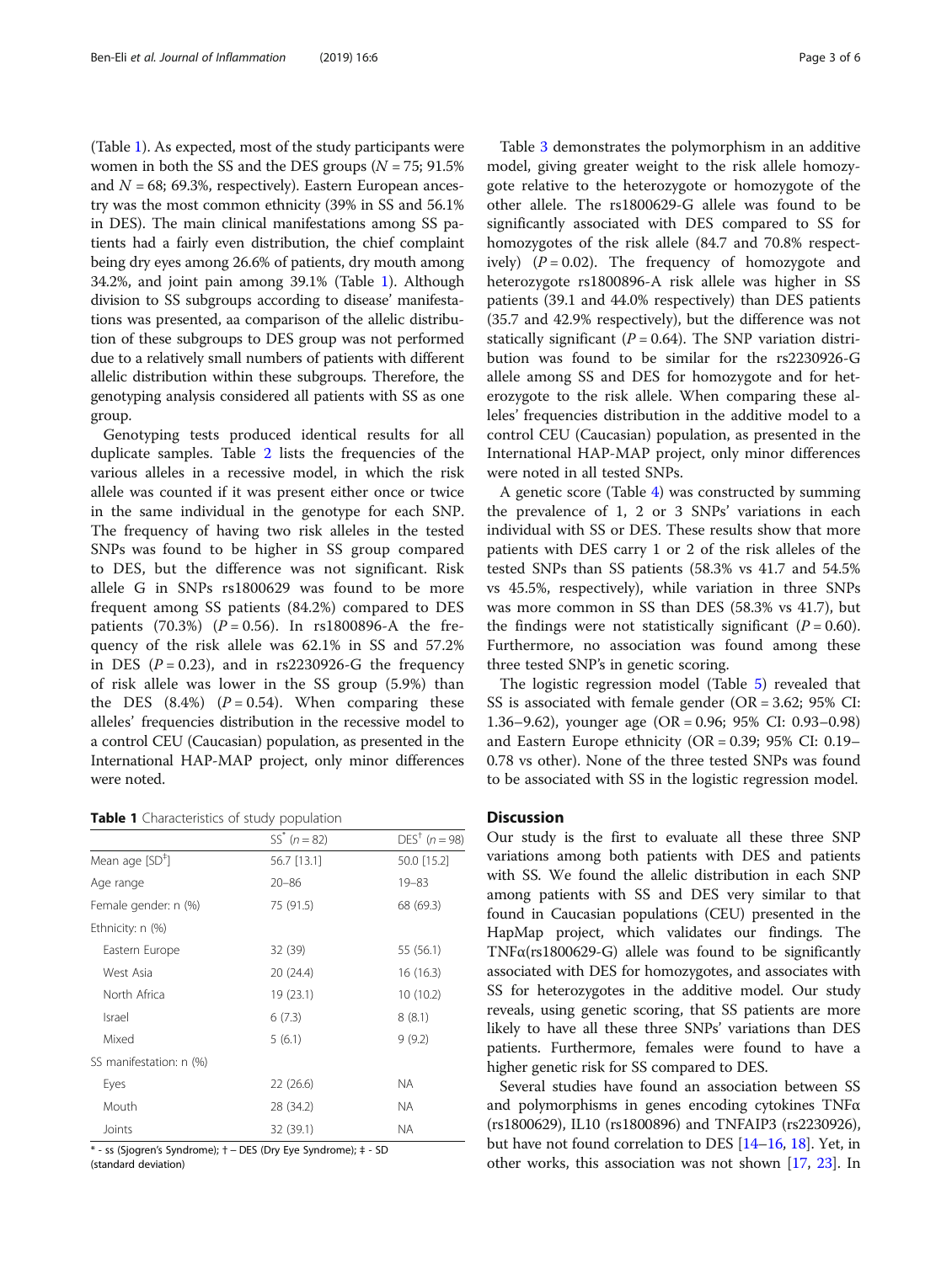(Table 1). As expected, most of the study participants were women in both the SS and the DES groups ($N = 75$; 91.5% and $N = 68$; 69.3%, respectively). Eastern European ancestry was the most common ethnicity (39% in SS and 56.1% in DES). The main clinical manifestations among SS patients had a fairly even distribution, the chief complaint being dry eyes among 26.6% of patients, dry mouth among 34.2%, and joint pain among 39.1% (Table 1). Although division to SS subgroups according to disease' manifestations was presented, aa comparison of the allelic distribution of these subgroups to DES group was not performed due to a relatively small numbers of patients with different allelic distribution within these subgroups. Therefore, the genotyping analysis considered all patients with SS as one group.

Genotyping tests produced identical results for all duplicate samples. Table 2 lists the frequencies of the various alleles in a recessive model, in which the risk allele was counted if it was present either once or twice in the same individual in the genotype for each SNP. The frequency of having two risk alleles in the tested SNPs was found to be higher in SS group compared to DES, but the difference was not significant. Risk allele G in SNPs rs1800629 was found to be more frequent among SS patients (84.2%) compared to DES patients (70.3%) ($P = 0.56$). In rs1800896-A the frequency of the risk allele was 62.1% in SS and 57.2% in DES ($P = 0.23$), and in rs2230926-G the frequency of risk allele was lower in the SS group (5.9%) than the DES (8.4%) ($P = 0.54$). When comparing these alleles' frequencies distribution in the recessive model to a control CEU (Caucasian) population, as presented in the International HAP-MAP project, only minor differences were noted.

**Table 1** Characteristics of study population

| | SS[*] ($n = 82$) | DES[†] ($n = 98$) |
|---|---|---|
| Mean age [SD[‡]] | 56.7 [13.1] | 50.0 [15.2] |
| Age range | 20–86 | 19–83 |
| Female gender: n (%) | 75 (91.5) | 68 (69.3) |
| Ethnicity: n (%) | | |
| Eastern Europe | 32 (39) | 55 (56.1) |
| West Asia | 20 (24.4) | 16 (16.3) |
| North Africa | 19 (23.1) | 10 (10.2) |
| Israel | 6 (7.3) | 8 (8.1) |
| Mixed | 5 (6.1) | 9 (9.2) |
| SS manifestation: n (%) | | |
| Eyes | 22 (26.6) | NA |
| Mouth | 28 (34.2) | NA |
| Joints | 32 (39.1) | NA |

* - ss (Sjogren's Syndrome); † – DES (Dry Eye Syndrome); ‡ - SD (standard deviation)

Table 3 demonstrates the polymorphism in an additive model, giving greater weight to the risk allele homozygote relative to the heterozygote or homozygote of the other allele. The rs1800629-G allele was found to be significantly associated with DES compared to SS for homozygotes of the risk allele (84.7 and 70.8% respectively) ($P = 0.02$). The frequency of homozygote and heterozygote rs1800896-A risk allele was higher in SS patients (39.1 and 44.0% respectively) than DES patients (35.7 and 42.9% respectively), but the difference was not statically significant ($P = 0.64$). The SNP variation distribution was found to be similar for the rs2230926-G allele among SS and DES for homozygote and for heterozygote to the risk allele. When comparing these alleles' frequencies distribution in the additive model to a control CEU (Caucasian) population, as presented in the International HAP-MAP project, only minor differences were noted in all tested SNPs.

A genetic score (Table 4) was constructed by summing the prevalence of 1, 2 or 3 SNPs' variations in each individual with SS or DES. These results show that more patients with DES carry 1 or 2 of the risk alleles of the tested SNPs than SS patients (58.3% vs 41.7 and 54.5% vs 45.5%, respectively), while variation in three SNPs was more common in SS than DES (58.3% vs 41.7), but the findings were not statistically significant ($P = 0.60$). Furthermore, no association was found among these three tested SNP's in genetic scoring.

The logistic regression model (Table 5) revealed that SS is associated with female gender (OR = 3.62; 95% CI: 1.36–9.62), younger age (OR = 0.96; 95% CI: 0.93–0.98) and Eastern Europe ethnicity (OR = 0.39; 95% CI: 0.19–0.78 vs other). None of the three tested SNPs was found to be associated with SS in the logistic regression model.

## Discussion

Our study is the first to evaluate all these three SNP variations among both patients with DES and patients with SS. We found the allelic distribution in each SNP among patients with SS and DES very similar to that found in Caucasian populations (CEU) presented in the HapMap project, which validates our findings. The TNFα(rs1800629-G) allele was found to be significantly associated with DES for homozygotes, and associates with SS for heterozygotes in the additive model. Our study reveals, using genetic scoring, that SS patients are more likely to have all these three SNPs' variations than DES patients. Furthermore, females were found to have a higher genetic risk for SS compared to DES.

Several studies have found an association between SS and polymorphisms in genes encoding cytokines TNFα (rs1800629), IL10 (rs1800896) and TNFAIP3 (rs2230926), but have not found correlation to DES [14–16, 18]. Yet, in other works, this association was not shown [17, 23]. In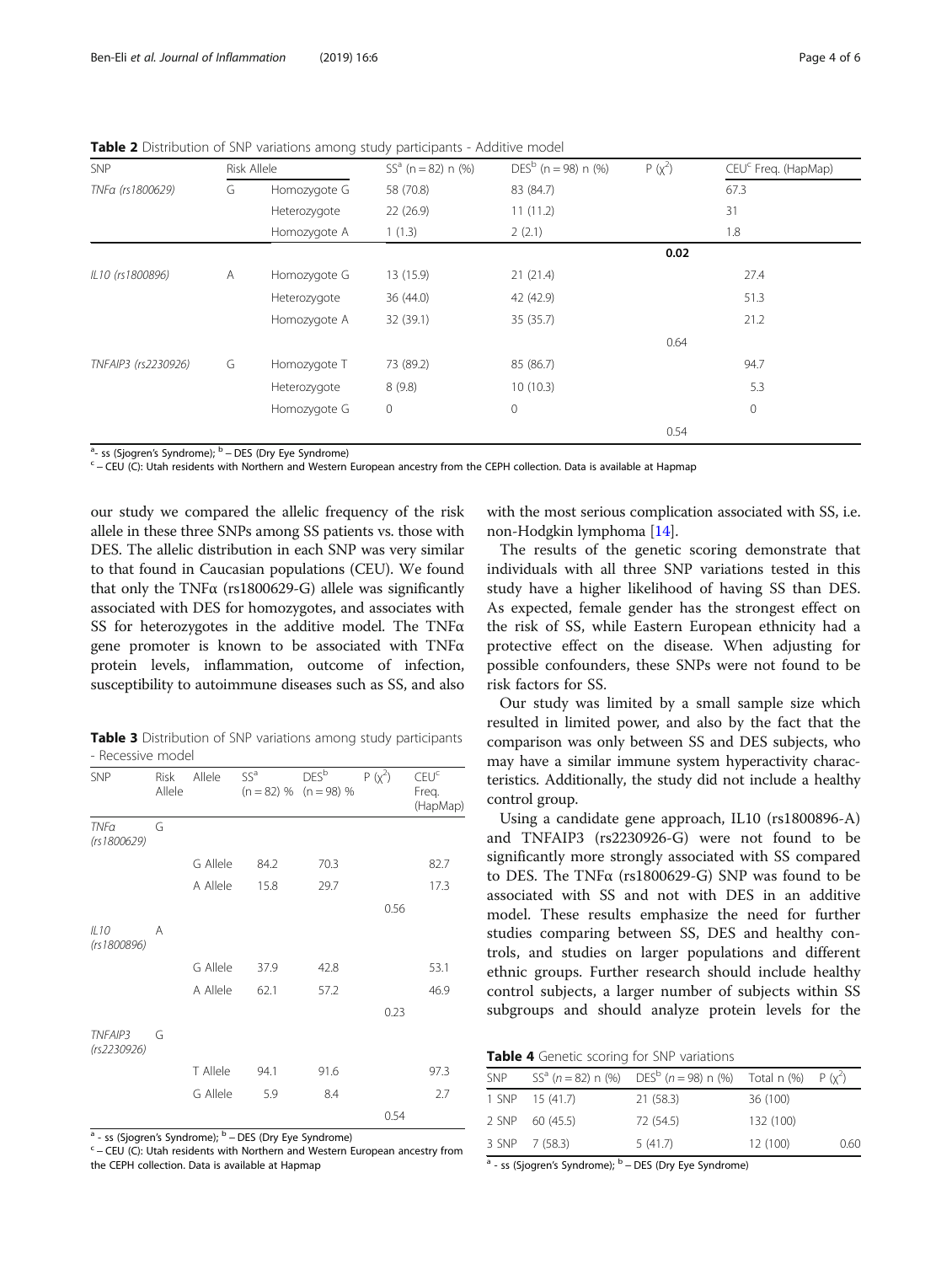**Table 2** Distribution of SNP variations among study participants - Additive model

| SNP | Risk Allele | | SS[a] (n = 82) n (%) | DES[b] (n = 98) n (%) | P ($\chi^2$) | CEU[c] Freq. (HapMap) |
|---|---|---|---|---|---|---|
| TNFα (rs1800629) | G | Homozygote G | 58 (70.8) | 83 (84.7) | | 67.3 |
| | | Heterozygote | 22 (26.9) | 11 (11.2) | | 31 |
| | | Homozygote A | 1 (1.3) | 2 (2.1) | | 1.8 |
| | | | | | **0.02** | |
| IL10 (rs1800896) | A | Homozygote G | 13 (15.9) | 21 (21.4) | | 27.4 |
| | | Heterozygote | 36 (44.0) | 42 (42.9) | | 51.3 |
| | | Homozygote A | 32 (39.1) | 35 (35.7) | | 21.2 |
| | | | | | 0.64 | |
| TNFAIP3 (rs2230926) | G | Homozygote T | 73 (89.2) | 85 (86.7) | | 94.7 |
| | | Heterozygote | 8 (9.8) | 10 (10.3) | | 5.3 |
| | | Homozygote G | 0 | 0 | | 0 |
| | | | | | 0.54 | |

[a]- ss (Sjogren's Syndrome); [b] – DES (Dry Eye Syndrome)
[c] – CEU (C): Utah residents with Northern and Western European ancestry from the CEPH collection. Data is available at Hapmap

our study we compared the allelic frequency of the risk allele in these three SNPs among SS patients vs. those with DES. The allelic distribution in each SNP was very similar to that found in Caucasian populations (CEU). We found that only the TNFα (rs1800629-G) allele was significantly associated with DES for homozygotes, and associates with SS for heterozygotes in the additive model. The TNFα gene promoter is known to be associated with TNFα protein levels, inflammation, outcome of infection, susceptibility to autoimmune diseases such as SS, and also with the most serious complication associated with SS, i.e. non-Hodgkin lymphoma [14].

**Table 3** Distribution of SNP variations among study participants - Recessive model

| SNP | Risk Allele | Allele | SS[a] (n = 82) % | DES[b] (n = 98) % | P ($\chi^2$) | CEU[c] Freq. (HapMap) |
|---|---|---|---|---|---|---|
| TNFα (rs1800629) | G | | | | | |
| | | G Allele | 84.2 | 70.3 | | 82.7 |
| | | A Allele | 15.8 | 29.7 | | 17.3 |
| | | | | | 0.56 | |
| IL10 (rs1800896) | A | | | | | |
| | | G Allele | 37.9 | 42.8 | | 53.1 |
| | | A Allele | 62.1 | 57.2 | | 46.9 |
| | | | | | 0.23 | |
| TNFAIP3 (rs2230926) | G | | | | | |
| | | T Allele | 94.1 | 91.6 | | 97.3 |
| | | G Allele | 5.9 | 8.4 | | 2.7 |
| | | | | | 0.54 | |

[a] - ss (Sjogren's Syndrome); [b] – DES (Dry Eye Syndrome)
[c] – CEU (C): Utah residents with Northern and Western European ancestry from the CEPH collection. Data is available at Hapmap

The results of the genetic scoring demonstrate that individuals with all three SNP variations tested in this study have a higher likelihood of having SS than DES. As expected, female gender has the strongest effect on the risk of SS, while Eastern European ethnicity had a protective effect on the disease. When adjusting for possible confounders, these SNPs were not found to be risk factors for SS.

Our study was limited by a small sample size which resulted in limited power, and also by the fact that the comparison was only between SS and DES subjects, who may have a similar immune system hyperactivity characteristics. Additionally, the study did not include a healthy control group.

Using a candidate gene approach, IL10 (rs1800896-A) and TNFAIP3 (rs2230926-G) were not found to be significantly more strongly associated with SS compared to DES. The TNFα (rs1800629-G) SNP was found to be associated with SS and not with DES in an additive model. These results emphasize the need for further studies comparing between SS, DES and healthy controls, and studies on larger populations and different ethnic groups. Further research should include healthy control subjects, a larger number of subjects within SS subgroups and should analyze protein levels for the

**Table 4** Genetic scoring for SNP variations

| SNP | SS[a] (n = 82) n (%) | DES[b] (n = 98) n (%) | Total n (%) | P ($\chi^2$) |
|---|---|---|---|---|
| 1 SNP | 15 (41.7) | 21 (58.3) | 36 (100) | |
| 2 SNP | 60 (45.5) | 72 (54.5) | 132 (100) | |
| 3 SNP | 7 (58.3) | 5 (41.7) | 12 (100) | 0.60 |

[a] - ss (Sjogren's Syndrome); [b] – DES (Dry Eye Syndrome)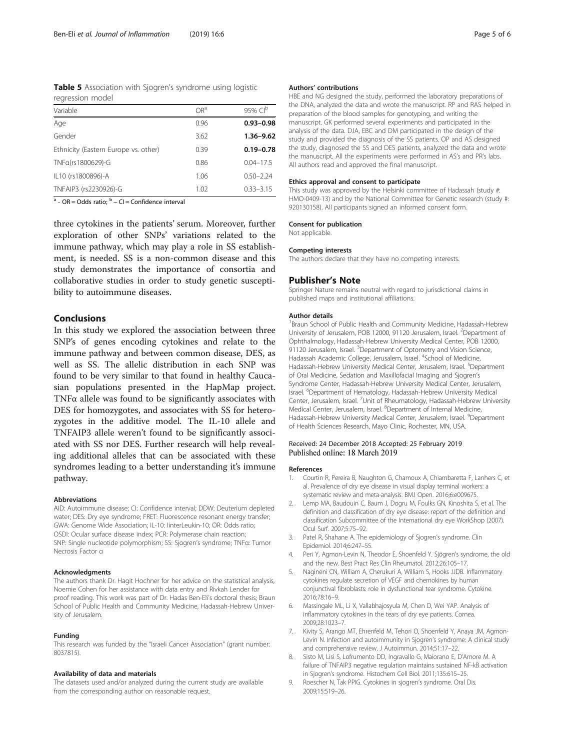**Table 5** Association with Sjogren's syndrome using logistic regression model

| Variable | OR[a] | 95% CI[b] |
|---|---|---|
| Age | 0.96 | **0.93–0.98** |
| Gender | 3.62 | **1.36–9.62** |
| Ethnicity (Eastern Europe vs. other) | 0.39 | **0.19–0.78** |
| TNFα(rs1800629)-G | 0.86 | 0.04–17.5 |
| IL10 (rs1800896)-A | 1.06 | 0.50–2.24 |
| TNFAIP3 (rs2230926)-G | 1.02 | 0.33–3.15 |

[a] - OR = Odds ratio; [b] – CI = Confidence interval

three cytokines in the patients' serum. Moreover, further exploration of other SNPs' variations related to the immune pathway, which may play a role in SS establishment, is needed. SS is a non-common disease and this study demonstrates the importance of consortia and collaborative studies in order to study genetic susceptibility to autoimmune diseases.

## Conclusions

In this study we explored the association between three SNP's of genes encoding cytokines and relate to the immune pathway and between common disease, DES, as well as SS. The allelic distribution in each SNP was found to be very similar to that found in healthy Caucasian populations presented in the HapMap project. TNFα allele was found to be significantly associates with DES for homozygotes, and associates with SS for heterozygotes in the additive model. The IL-10 allele and TNFAIP3 allele weren't found to be significantly associated with SS nor DES. Further research will help revealing additional alleles that can be associated with these syndromes leading to a better understanding it's immune pathway.

#### Abbreviations

AID: Autoimmune disease; CI: Confidence interval; DDW: Deuterium depleted water; DES: Dry eye syndrome; FRET: Fluorescence resonant energy transfer; GWA: Genome Wide Association; IL-10: IinterLeukin-10; OR: Odds ratio; OSDI: Ocular surface disease index; PCR: Polymerase chain reaction; SNP: Single nucleotide polymorphism; SS: Sjogren's syndrome; TNFα: Tumor Necrosis Factor α

#### Acknowledgments

The authors thank Dr. Hagit Hochner for her advice on the statistical analysis, Noemie Cohen for her assistance with data entry and Rivkah Lender for proof reading. This work was part of Dr. Hadas Ben-Eli's doctoral thesis; Braun School of Public Health and Community Medicine, Hadassah-Hebrew University of Jerusalem.

#### Funding

This research was funded by the "Israeli Cancer Association" (grant number: 8037815).

#### Availability of data and materials

The datasets used and/or analyzed during the current study are available from the corresponding author on reasonable request.

#### Authors' contributions

HBE and NG designed the study, performed the laboratory preparations of the DNA, analyzed the data and wrote the manuscript. RP and RAS helped in preparation of the blood samples for genotyping, and writing the manuscript. GK performed several experiments and participated in the analysis of the data. DJA, EBC and DM participated in the design of the study and provided the diagnosis of the SS patients. OP and AS designed the study, diagnosed the SS and DES patients, analyzed the data and wrote the manuscript. All the experiments were performed in AS's and PR's labs. All authors read and approved the final manuscript.

#### Ethics approval and consent to participate

This study was approved by the Helsinki committee of Hadassah (study #: HMO-0409-13) and by the National Committee for Genetic research (study #: 920130158). All participants signed an informed consent form.

#### Consent for publication

Not applicable.

#### Competing interests

The authors declare that they have no competing interests.

## Publisher's Note

Springer Nature remains neutral with regard to jurisdictional claims in published maps and institutional affiliations.

#### Author details

[1]Braun School of Public Health and Community Medicine, Hadassah-Hebrew University of Jerusalem, POB 12000, 91120 Jerusalem, Israel. [2]Department of Ophthalmology, Hadassah-Hebrew University Medical Center, POB 12000, 91120 Jerusalem, Israel. [3]Department of Optometry and Vision Science, Hadassah Academic College, Jerusalem, Israel. [4]School of Medicine, Hadassah-Hebrew University Medical Center, Jerusalem, Israel. [5]Department of Oral Medicine, Sedation and Maxillofacial Imaging and Sjogren's Syndrome Center, Hadassah-Hebrew University Medical Center, Jerusalem, Israel. [6]Department of Hematology, Hadassah-Hebrew University Medical Center, Jerusalem, Israel. [7]Unit of Rheumatology, Hadassah-Hebrew University Medical Center, Jerusalem, Israel. [8]Department of Internal Medicine, Hadassah-Hebrew University Medical Center, Jerusalem, Israel. [9]Department of Health Sciences Research, Mayo Clinic, Rochester, MN, USA.

Received: 24 December 2018 Accepted: 25 February 2019
Published online: 18 March 2019

#### References

1. Courtin R, Pereira B, Naughton G, Chamoux A, Chiambaretta F, Lanhers C, et al. Prevalence of dry eye disease in visual display terminal workers: a systematic review and meta-analysis. BMJ Open. 2016;6:e009675.
2. Lemp MA, Baudouin C, Baum J, Dogru M, Foulks GN, Kinoshita S, et al. The definition and classification of dry eye disease: report of the definition and classification Subcommittee of the International dry eye WorkShop (2007). Ocul Surf. 2007;5:75–92.
3. Patel R, Shahane A. The epidemiology of Sjogren's syndrome. Clin Epidemiol. 2014;6:247–55.
4. Peri Y, Agmon-Levin N, Theodor E, Shoenfeld Y. Sjögren's syndrome, the old and the new. Best Pract Res Clin Rheumatol. 2012;26:105–17.
5. Nagineni CN, William A, Cherukuri A, William S, Hooks JJDB. Inflammatory cytokines regulate secretion of VEGF and chemokines by human conjunctival fibroblasts: role in dysfunctional tear syndrome. Cytokine. 2016;78:16–9.
6. Massingale ML, Li X, Vallabhajosyula M, Chen D, Wei YAP. Analysis of inflammatory cytokines in the tears of dry eye patients. Cornea. 2009;28:1023–7.
7. Kivity S, Arango MT, Ehrenfeld M, Tehori O, Shoenfeld Y, Anaya JM, Agmon-Levin N. Infection and autoimmunity in Sjogren's syndrome: A clinical study and comprehensive review. J Autoimmun. 2014;51:17–22.
8. Sisto M, Lisi S, Lofrumento DD, Ingravallo G, Maiorano E, D'Amore M. A failure of TNFAIP3 negative regulation maintains sustained NF-kB activation in Sjogren's syndrome. Histochem Cell Biol. 2011;135:615–25.
9. Roescher N, Tak PPIG. Cytokines in sjogren's syndrome. Oral Dis. 2009;15:519–26.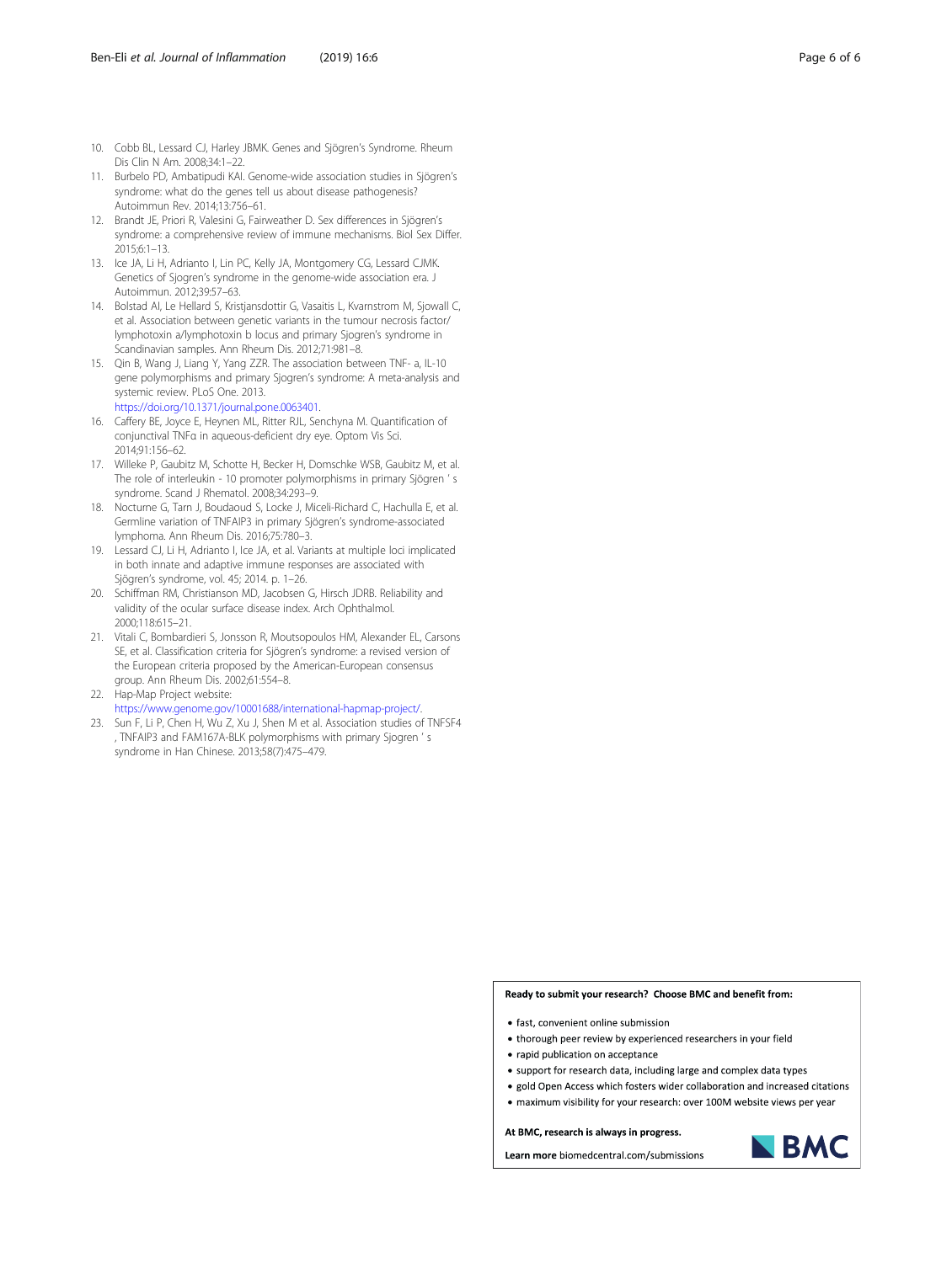10. Cobb BL, Lessard CJ, Harley JBMK. Genes and Sjögren's Syndrome. Rheum Dis Clin N Am. 2008;34:1–22.
11. Burbelo PD, Ambatipudi KAI. Genome-wide association studies in Sjögren's syndrome: what do the genes tell us about disease pathogenesis? Autoimmun Rev. 2014;13:756–61.
12. Brandt JE, Priori R, Valesini G, Fairweather D. Sex differences in Sjögren's syndrome: a comprehensive review of immune mechanisms. Biol Sex Differ. 2015;6:1–13.
13. Ice JA, Li H, Adrianto I, Lin PC, Kelly JA, Montgomery CG, Lessard CJMK. Genetics of Sjogren's syndrome in the genome-wide association era. J Autoimmun. 2012;39:57–63.
14. Bolstad AI, Le Hellard S, Kristjansdottir G, Vasaitis L, Kvarnstrom M, Sjowall C, et al. Association between genetic variants in the tumour necrosis factor/ lymphotoxin a/lymphotoxin b locus and primary Sjogren's syndrome in Scandinavian samples. Ann Rheum Dis. 2012;71:981–8.
15. Qin B, Wang J, Liang Y, Yang ZZR. The association between TNF- a, IL-10 gene polymorphisms and primary Sjogren's syndrome: A meta-analysis and systemic review. PLoS One. 2013. https://doi.org/10.1371/journal.pone.0063401.
16. Caffery BE, Joyce E, Heynen ML, Ritter RJL, Senchyna M. Quantification of conjunctival TNFα in aqueous-deficient dry eye. Optom Vis Sci. 2014;91:156–62.
17. Willeke P, Gaubitz M, Schotte H, Becker H, Domschke WSB, Gaubitz M, et al. The role of interleukin - 10 promoter polymorphisms in primary Sjögren ' s syndrome. Scand J Rhematol. 2008;34:293–9.
18. Nocturne G, Tarn J, Boudaoud S, Locke J, Miceli-Richard C, Hachulla E, et al. Germline variation of TNFAIP3 in primary Sjögren's syndrome-associated lymphoma. Ann Rheum Dis. 2016;75:780–3.
19. Lessard CJ, Li H, Adrianto I, Ice JA, et al. Variants at multiple loci implicated in both innate and adaptive immune responses are associated with Sjögren's syndrome, vol. 45; 2014. p. 1–26.
20. Schiffman RM, Christianson MD, Jacobsen G, Hirsch JDRB. Reliability and validity of the ocular surface disease index. Arch Ophthalmol. 2000;118:615–21.
21. Vitali C, Bombardieri S, Jonsson R, Moutsopoulos HM, Alexander EL, Carsons SE, et al. Classification criteria for Sjögren's syndrome: a revised version of the European criteria proposed by the American-European consensus group. Ann Rheum Dis. 2002;61:554–8.
22. Hap-Map Project website: https://www.genome.gov/10001688/international-hapmap-project/.
23. Sun F, Li P, Chen H, Wu Z, Xu J, Shen M et al. Association studies of TNFSF4 , TNFAIP3 and FAM167A-BLK polymorphisms with primary Sjogren ' s syndrome in Han Chinese. 2013;58(7):475–479.

**Ready to submit your research? Choose BMC and benefit from:**

- fast, convenient online submission
- thorough peer review by experienced researchers in your field
- rapid publication on acceptance
- support for research data, including large and complex data types
- gold Open Access which fosters wider collaboration and increased citations
- maximum visibility for your research: over 100M website views per year

**At BMC, research is always in progress.**

**Learn more** biomedcentral.com/submissions

BMC